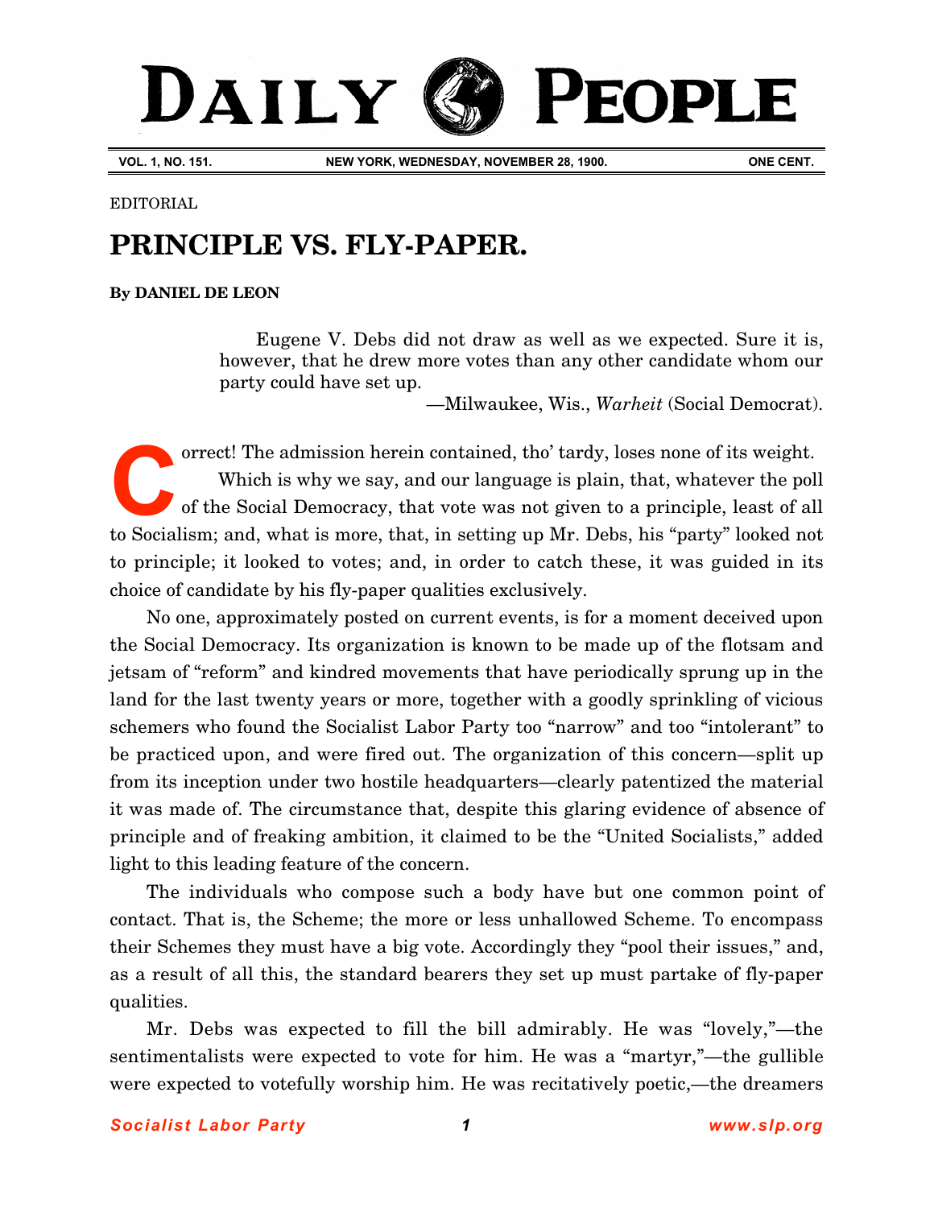# DAILY PEOPLE

**VOL. 1, NO. 151.** | **NEW YORK, WEDNESDAY, NOVEMBER 28, 1900.** | **ONE CENT.**

EDITORIAL

## PRINCIPLE VS. FLY-PAPER.

**By DANIEL DE LEON**

> Eugene V. Debs did not draw as well as we expected. Sure it is, however, that he drew more votes than any other candidate whom our party could have set up.
>
> —Milwaukee, Wis., *Warheit* (Social Democrat).

Correct! The admission herein contained, tho' tardy, loses none of its weight.

Which is why we say, and our language is plain, that, whatever the poll of the Social Democracy, that vote was not given to a principle, least of all to Socialism; and, what is more, that, in setting up Mr. Debs, his "party" looked not to principle; it looked to votes; and, in order to catch these, it was guided in its choice of candidate by his fly-paper qualities exclusively.

No one, approximately posted on current events, is for a moment deceived upon the Social Democracy. Its organization is known to be made up of the flotsam and jetsam of "reform" and kindred movements that have periodically sprung up in the land for the last twenty years or more, together with a goodly sprinkling of vicious schemers who found the Socialist Labor Party too "narrow" and too "intolerant" to be practiced upon, and were fired out. The organization of this concern—split up from its inception under two hostile headquarters—clearly patentized the material it was made of. The circumstance that, despite this glaring evidence of absence of principle and of freaking ambition, it claimed to be the "United Socialists," added light to this leading feature of the concern.

The individuals who compose such a body have but one common point of contact. That is, the Scheme; the more or less unhallowed Scheme. To encompass their Schemes they must have a big vote. Accordingly they "pool their issues," and, as a result of all this, the standard bearers they set up must partake of fly-paper qualities.

Mr. Debs was expected to fill the bill admirably. He was "lovely,"—the sentimentalists were expected to vote for him. He was a "martyr,"—the gullible were expected to votefully worship him. He was recitatively poetic,—the dreamers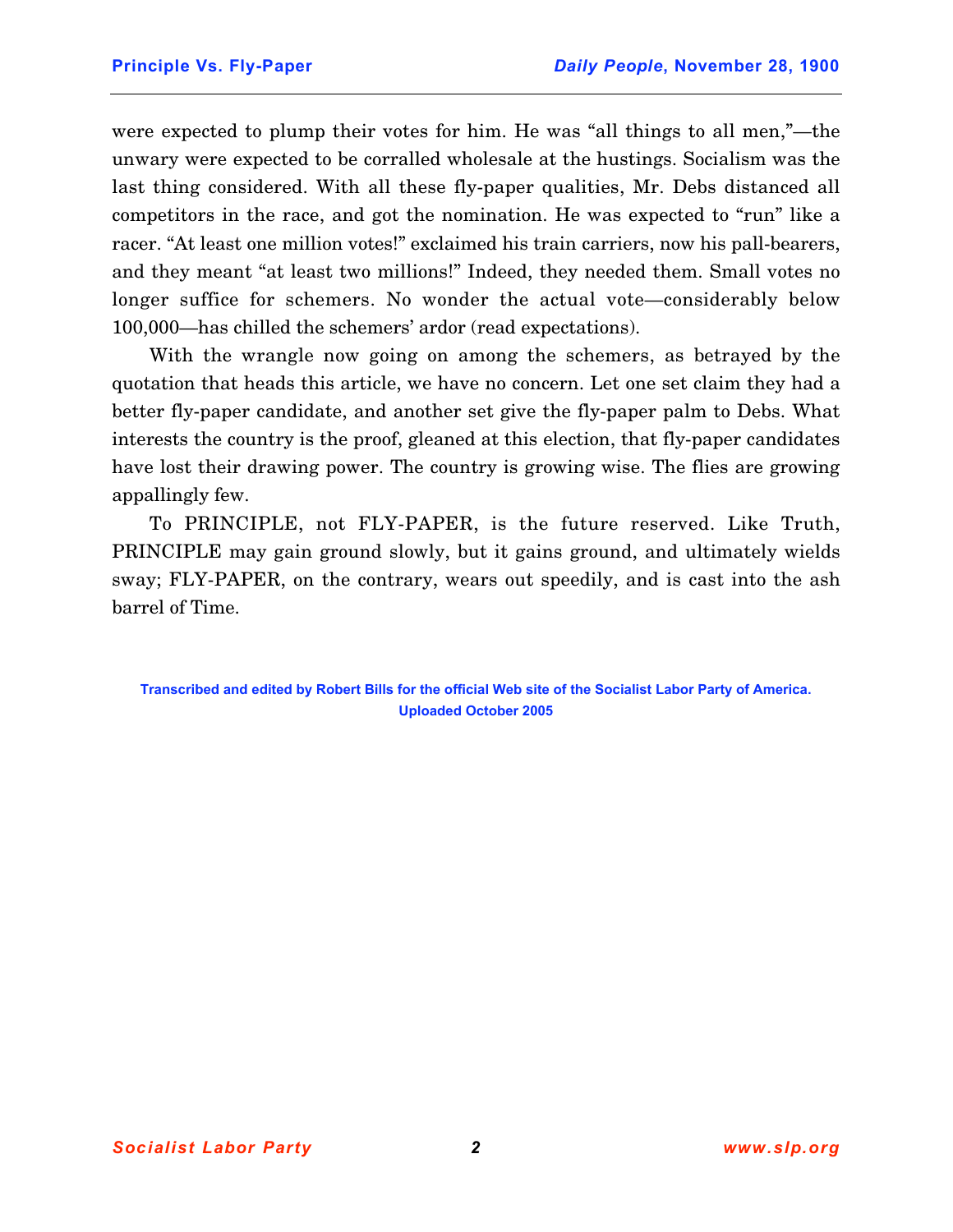were expected to plump their votes for him. He was “all things to all men,”—the unwary were expected to be corralled wholesale at the hustings. Socialism was the last thing considered. With all these fly-paper qualities, Mr. Debs distanced all competitors in the race, and got the nomination. He was expected to “run” like a racer. “At least one million votes!” exclaimed his train carriers, now his pall-bearers, and they meant “at least two millions!” Indeed, they needed them. Small votes no longer suffice for schemers. No wonder the actual vote—considerably below 100,000—has chilled the schemers’ ardor (read expectations).

With the wrangle now going on among the schemers, as betrayed by the quotation that heads this article, we have no concern. Let one set claim they had a better fly-paper candidate, and another set give the fly-paper palm to Debs. What interests the country is the proof, gleaned at this election, that fly-paper candidates have lost their drawing power. The country is growing wise. The flies are growing appallingly few.

To PRINCIPLE, not FLY-PAPER, is the future reserved. Like Truth, PRINCIPLE may gain ground slowly, but it gains ground, and ultimately wields sway; FLY-PAPER, on the contrary, wears out speedily, and is cast into the ash barrel of Time.

**Transcribed and edited by Robert Bills for the official Web site of the Socialist Labor Party of America. Uploaded October 2005**